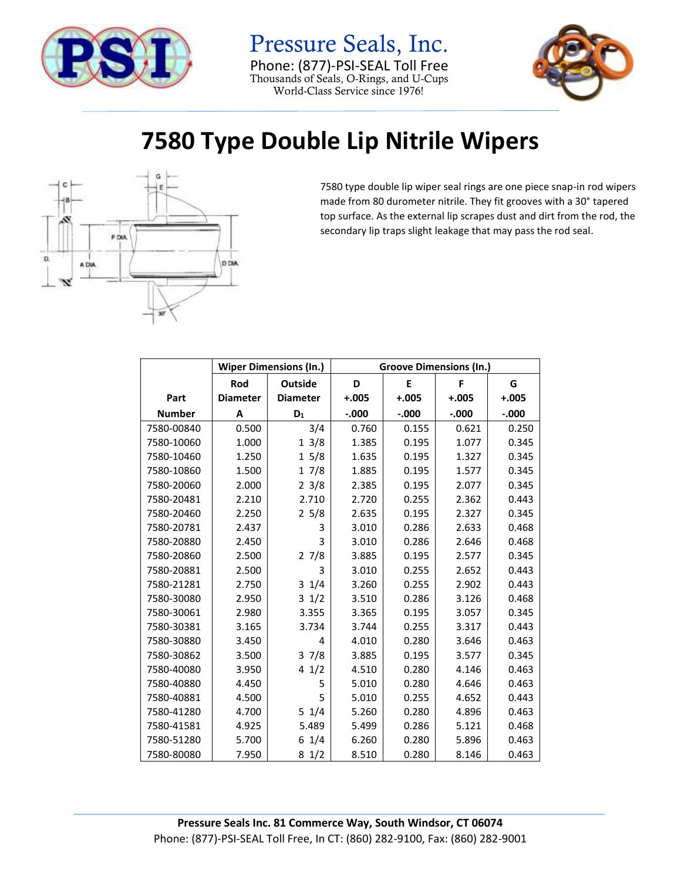# Pressure Seals, Inc.

Phone: (877)-PSI-SEAL Toll Free
Thousands of Seals, O-Rings, and U-Cups
World-Class Service since 1976!

# 7580 Type Double Lip Nitrile Wipers

7580 type double lip wiper seal rings are one piece snap-in rod wipers made from 80 durometer nitrile. They fit grooves with a 30° tapered top surface. As the external lip scrapes dust and dirt from the rod, the secondary lip traps slight leakage that may pass the rod seal.

| Part Number | Wiper Dimensions (In.) | | Groove Dimensions (In.) | | | |
|---|---|---|---|---|---|---|
| | Rod Diameter A | Outside Diameter $D_1$ | D +.005 -.000 | E +.005 -.000 | F +.005 -.000 | G +.005 -.000 |
| 7580-00840 | 0.500 | 3/4 | 0.760 | 0.155 | 0.621 | 0.250 |
| 7580-10060 | 1.000 | 1 3/8 | 1.385 | 0.195 | 1.077 | 0.345 |
| 7580-10460 | 1.250 | 1 5/8 | 1.635 | 0.195 | 1.327 | 0.345 |
| 7580-10860 | 1.500 | 1 7/8 | 1.885 | 0.195 | 1.577 | 0.345 |
| 7580-20060 | 2.000 | 2 3/8 | 2.385 | 0.195 | 2.077 | 0.345 |
| 7580-20481 | 2.210 | 2.710 | 2.720 | 0.255 | 2.362 | 0.443 |
| 7580-20460 | 2.250 | 2 5/8 | 2.635 | 0.195 | 2.327 | 0.345 |
| 7580-20781 | 2.437 | 3 | 3.010 | 0.286 | 2.633 | 0.468 |
| 7580-20880 | 2.450 | 3 | 3.010 | 0.286 | 2.646 | 0.468 |
| 7580-20860 | 2.500 | 2 7/8 | 3.885 | 0.195 | 2.577 | 0.345 |
| 7580-20881 | 2.500 | 3 | 3.010 | 0.255 | 2.652 | 0.443 |
| 7580-21281 | 2.750 | 3 1/4 | 3.260 | 0.255 | 2.902 | 0.443 |
| 7580-30080 | 2.950 | 3 1/2 | 3.510 | 0.286 | 3.126 | 0.468 |
| 7580-30061 | 2.980 | 3.355 | 3.365 | 0.195 | 3.057 | 0.345 |
| 7580-30381 | 3.165 | 3.734 | 3.744 | 0.255 | 3.317 | 0.443 |
| 7580-30880 | 3.450 | 4 | 4.010 | 0.280 | 3.646 | 0.463 |
| 7580-30862 | 3.500 | 3 7/8 | 3.885 | 0.195 | 3.577 | 0.345 |
| 7580-40080 | 3.950 | 4 1/2 | 4.510 | 0.280 | 4.146 | 0.463 |
| 7580-40880 | 4.450 | 5 | 5.010 | 0.280 | 4.646 | 0.463 |
| 7580-40881 | 4.500 | 5 | 5.010 | 0.255 | 4.652 | 0.443 |
| 7580-41280 | 4.700 | 5 1/4 | 5.260 | 0.280 | 4.896 | 0.463 |
| 7580-41581 | 4.925 | 5.489 | 5.499 | 0.286 | 5.121 | 0.468 |
| 7580-51280 | 5.700 | 6 1/4 | 6.260 | 0.280 | 5.896 | 0.463 |
| 7580-80080 | 7.950 | 8 1/2 | 8.510 | 0.280 | 8.146 | 0.463 |

**Pressure Seals Inc. 81 Commerce Way, South Windsor, CT 06074**
Phone: (877)-PSI-SEAL Toll Free, In CT: (860) 282-9100, Fax: (860) 282-9001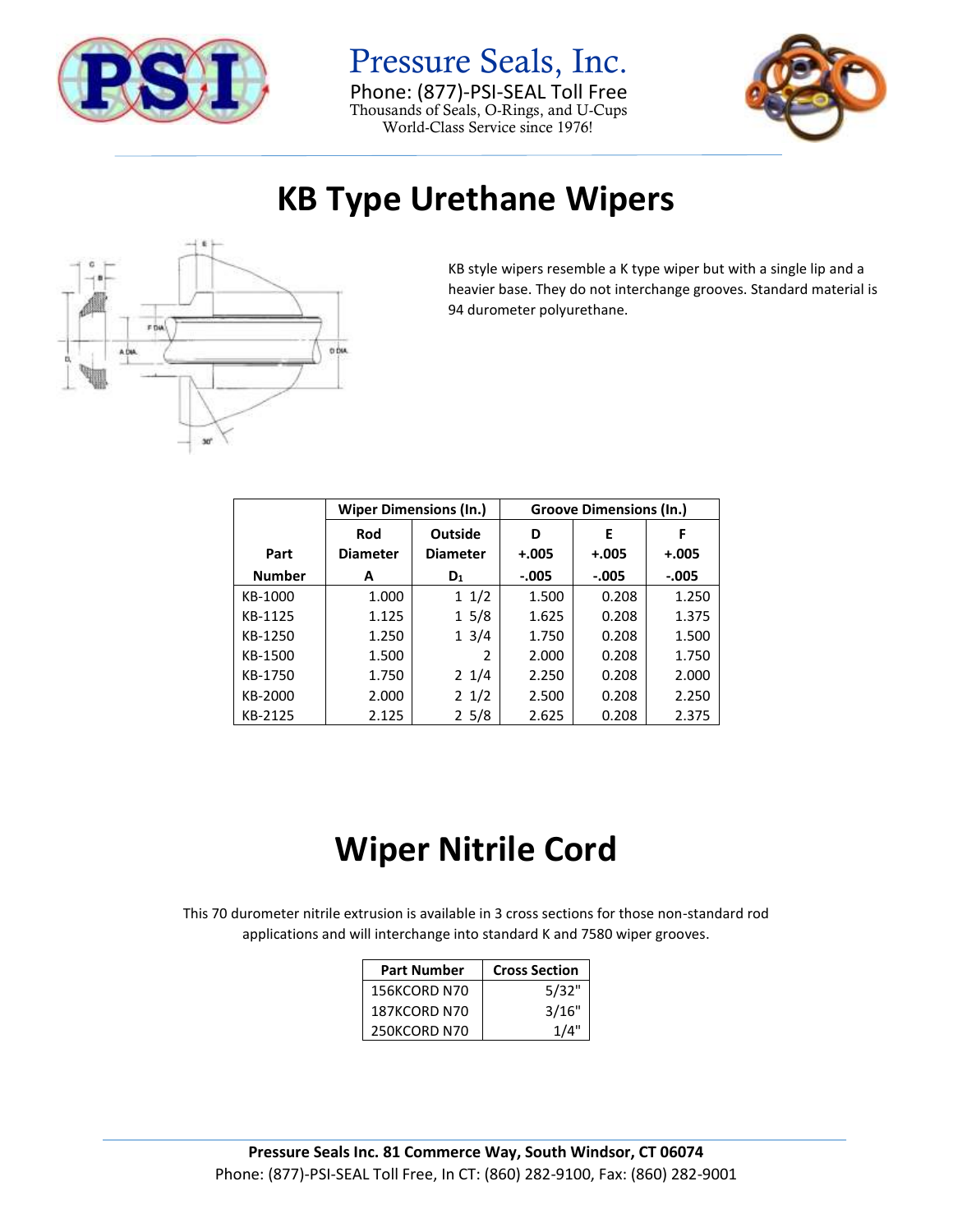Pressure Seals, Inc.

Phone: (877)-PSI-SEAL Toll Free

Thousands of Seals, O-Rings, and U-Cups

World-Class Service since 1976!

# KB Type Urethane Wipers

KB style wipers resemble a K type wiper but with a single lip and a heavier base. They do not interchange grooves. Standard material is 94 durometer polyurethane.

| | Wiper Dimensions (In.) | | Groove Dimensions (In.) | | |
|---|---|---|---|---|---|
| Part Number | Rod Diameter A | Outside Diameter $D_1$ | D +.005 -.005 | E +.005 -.005 | F +.005 -.005 |
| KB-1000 | 1.000 | 1 1/2 | 1.500 | 0.208 | 1.250 |
| KB-1125 | 1.125 | 1 5/8 | 1.625 | 0.208 | 1.375 |
| KB-1250 | 1.250 | 1 3/4 | 1.750 | 0.208 | 1.500 |
| KB-1500 | 1.500 | 2 | 2.000 | 0.208 | 1.750 |
| KB-1750 | 1.750 | 2 1/4 | 2.250 | 0.208 | 2.000 |
| KB-2000 | 2.000 | 2 1/2 | 2.500 | 0.208 | 2.250 |
| KB-2125 | 2.125 | 2 5/8 | 2.625 | 0.208 | 2.375 |

# Wiper Nitrile Cord

This 70 durometer nitrile extrusion is available in 3 cross sections for those non-standard rod applications and will interchange into standard K and 7580 wiper grooves.

| Part Number | Cross Section |
|---|---|
| 156KCORD N70 | 5/32" |
| 187KCORD N70 | 3/16" |
| 250KCORD N70 | 1/4" |

**Pressure Seals Inc. 81 Commerce Way, South Windsor, CT 06074**

Phone: (877)-PSI-SEAL Toll Free, In CT: (860) 282-9100, Fax: (860) 282-9001